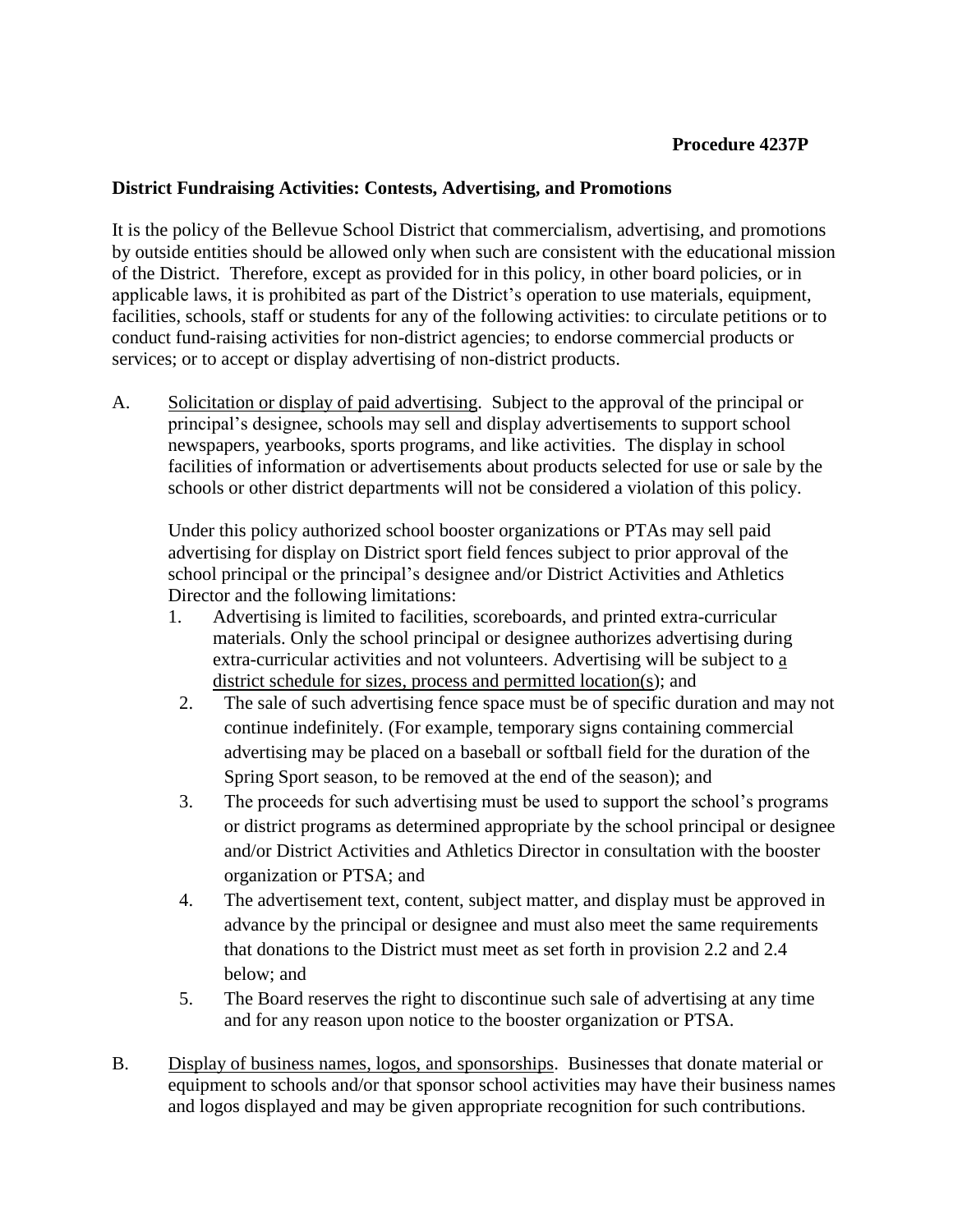**Procedure 4237P**

**District Fundraising Activities: Contests, Advertising, and Promotions**

It is the policy of the Bellevue School District that commercialism, advertising, and promotions by outside entities should be allowed only when such are consistent with the educational mission of the District. Therefore, except as provided for in this policy, in other board policies, or in applicable laws, it is prohibited as part of the District's operation to use materials, equipment, facilities, schools, staff or students for any of the following activities: to circulate petitions or to conduct fund-raising activities for non-district agencies; to endorse commercial products or services; or to accept or display advertising of non-district products.

A. <u>Solicitation or display of paid advertising</u>. Subject to the approval of the principal or principal's designee, schools may sell and display advertisements to support school newspapers, yearbooks, sports programs, and like activities. The display in school facilities of information or advertisements about products selected for use or sale by the schools or other district departments will not be considered a violation of this policy.

   Under this policy authorized school booster organizations or PTAs may sell paid advertising for display on District sport field fences subject to prior approval of the school principal or the principal's designee and/or District Activities and Athletics Director and the following limitations:

   1. Advertising is limited to facilities, scoreboards, and printed extra-curricular materials. Only the school principal or designee authorizes advertising during extra-curricular activities and not volunteers. Advertising will be subject to <u>a district schedule for sizes, process and permitted location(s)</u>; and
   2. The sale of such advertising fence space must be of specific duration and may not continue indefinitely. (For example, temporary signs containing commercial advertising may be placed on a baseball or softball field for the duration of the Spring Sport season, to be removed at the end of the season); and
   3. The proceeds for such advertising must be used to support the school's programs or district programs as determined appropriate by the school principal or designee and/or District Activities and Athletics Director in consultation with the booster organization or PTSA; and
   4. The advertisement text, content, subject matter, and display must be approved in advance by the principal or designee and must also meet the same requirements that donations to the District must meet as set forth in provision 2.2 and 2.4 below; and
   5. The Board reserves the right to discontinue such sale of advertising at any time and for any reason upon notice to the booster organization or PTSA.

B. <u>Display of business names, logos, and sponsorships</u>. Businesses that donate material or equipment to schools and/or that sponsor school activities may have their business names and logos displayed and may be given appropriate recognition for such contributions.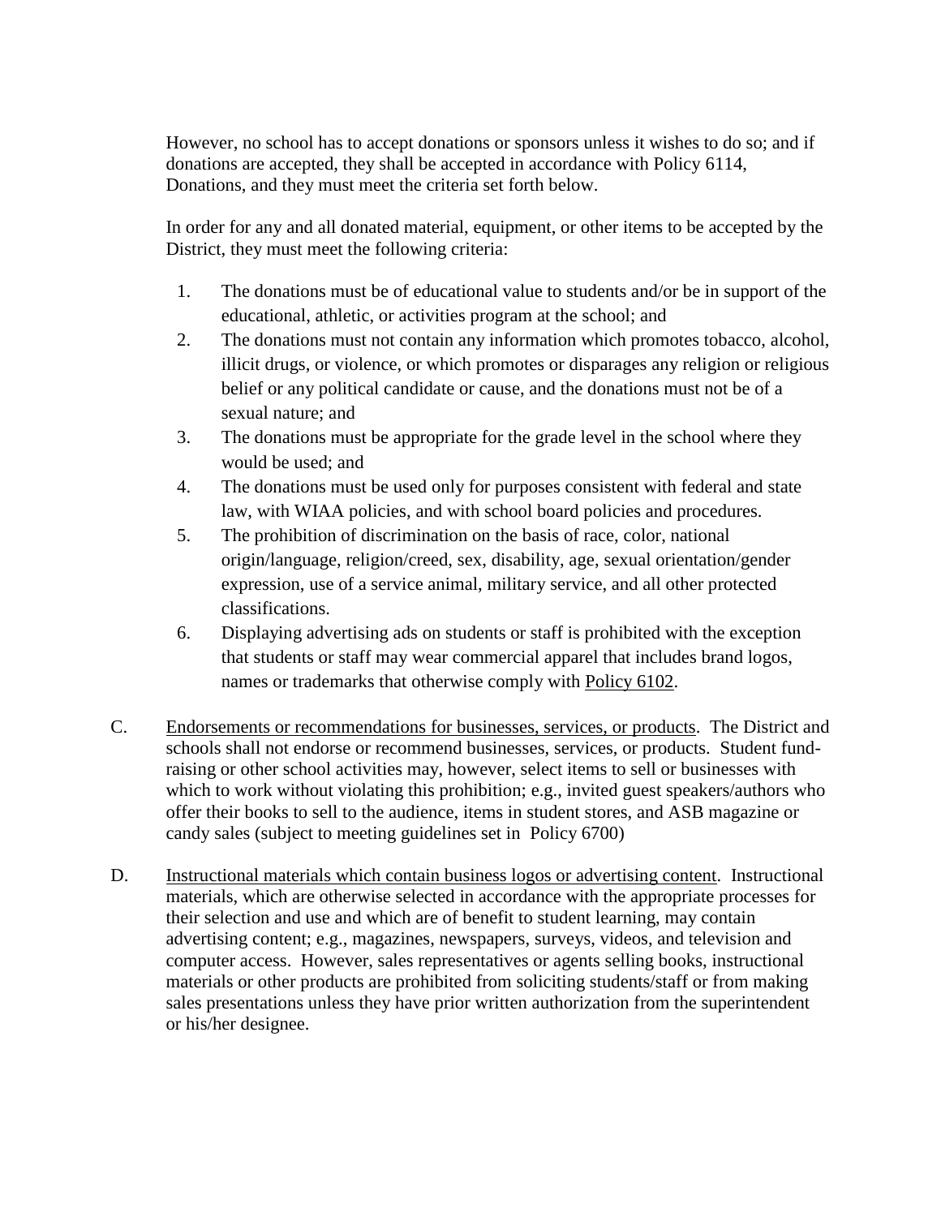However, no school has to accept donations or sponsors unless it wishes to do so; and if donations are accepted, they shall be accepted in accordance with Policy 6114, Donations, and they must meet the criteria set forth below.

In order for any and all donated material, equipment, or other items to be accepted by the District, they must meet the following criteria:

1. The donations must be of educational value to students and/or be in support of the educational, athletic, or activities program at the school; and
2. The donations must not contain any information which promotes tobacco, alcohol, illicit drugs, or violence, or which promotes or disparages any religion or religious belief or any political candidate or cause, and the donations must not be of a sexual nature; and
3. The donations must be appropriate for the grade level in the school where they would be used; and
4. The donations must be used only for purposes consistent with federal and state law, with WIAA policies, and with school board policies and procedures.
5. The prohibition of discrimination on the basis of race, color, national origin/language, religion/creed, sex, disability, age, sexual orientation/gender expression, use of a service animal, military service, and all other protected classifications.
6. Displaying advertising ads on students or staff is prohibited with the exception that students or staff may wear commercial apparel that includes brand logos, names or trademarks that otherwise comply with Policy 6102.

C. Endorsements or recommendations for businesses, services, or products. The District and schools shall not endorse or recommend businesses, services, or products. Student fund-raising or other school activities may, however, select items to sell or businesses with which to work without violating this prohibition; e.g., invited guest speakers/authors who offer their books to sell to the audience, items in student stores, and ASB magazine or candy sales (subject to meeting guidelines set in Policy 6700)

D. Instructional materials which contain business logos or advertising content. Instructional materials, which are otherwise selected in accordance with the appropriate processes for their selection and use and which are of benefit to student learning, may contain advertising content; e.g., magazines, newspapers, surveys, videos, and television and computer access. However, sales representatives or agents selling books, instructional materials or other products are prohibited from soliciting students/staff or from making sales presentations unless they have prior written authorization from the superintendent or his/her designee.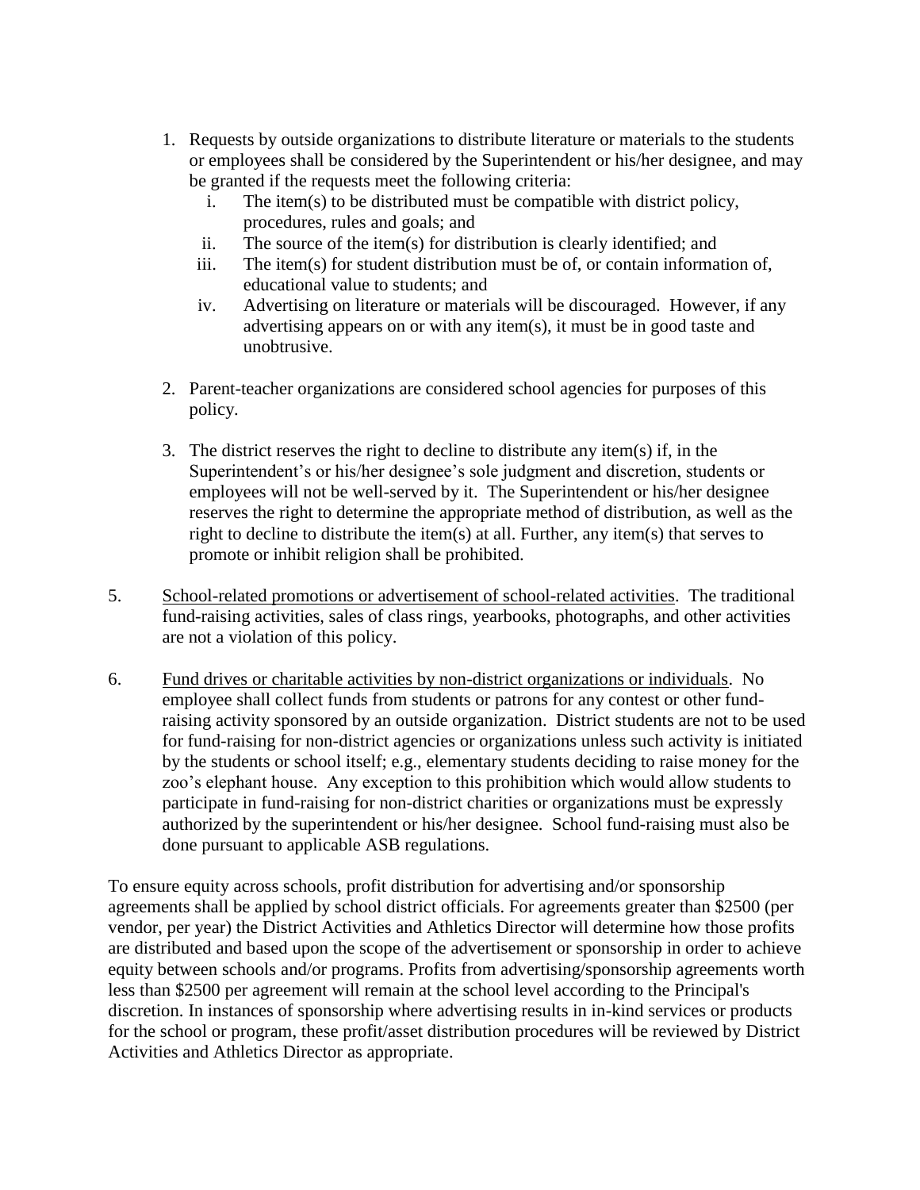1. Requests by outside organizations to distribute literature or materials to the students or employees shall be considered by the Superintendent or his/her designee, and may be granted if the requests meet the following criteria:
   i. The item(s) to be distributed must be compatible with district policy, procedures, rules and goals; and
   ii. The source of the item(s) for distribution is clearly identified; and
   iii. The item(s) for student distribution must be of, or contain information of, educational value to students; and
   iv. Advertising on literature or materials will be discouraged. However, if any advertising appears on or with any item(s), it must be in good taste and unobtrusive.

2. Parent-teacher organizations are considered school agencies for purposes of this policy.

3. The district reserves the right to decline to distribute any item(s) if, in the Superintendent's or his/her designee's sole judgment and discretion, students or employees will not be well-served by it. The Superintendent or his/her designee reserves the right to determine the appropriate method of distribution, as well as the right to decline to distribute the item(s) at all. Further, any item(s) that serves to promote or inhibit religion shall be prohibited.

5. <u>School-related promotions or advertisement of school-related activities</u>. The traditional fund-raising activities, sales of class rings, yearbooks, photographs, and other activities are not a violation of this policy.

6. <u>Fund drives or charitable activities by non-district organizations or individuals</u>. No employee shall collect funds from students or patrons for any contest or other fund-raising activity sponsored by an outside organization. District students are not to be used for fund-raising for non-district agencies or organizations unless such activity is initiated by the students or school itself; e.g., elementary students deciding to raise money for the zoo's elephant house. Any exception to this prohibition which would allow students to participate in fund-raising for non-district charities or organizations must be expressly authorized by the superintendent or his/her designee. School fund-raising must also be done pursuant to applicable ASB regulations.

To ensure equity across schools, profit distribution for advertising and/or sponsorship agreements shall be applied by school district officials. For agreements greater than $2500 (per vendor, per year) the District Activities and Athletics Director will determine how those profits are distributed and based upon the scope of the advertisement or sponsorship in order to achieve equity between schools and/or programs. Profits from advertising/sponsorship agreements worth less than $2500 per agreement will remain at the school level according to the Principal's discretion. In instances of sponsorship where advertising results in in-kind services or products for the school or program, these profit/asset distribution procedures will be reviewed by District Activities and Athletics Director as appropriate.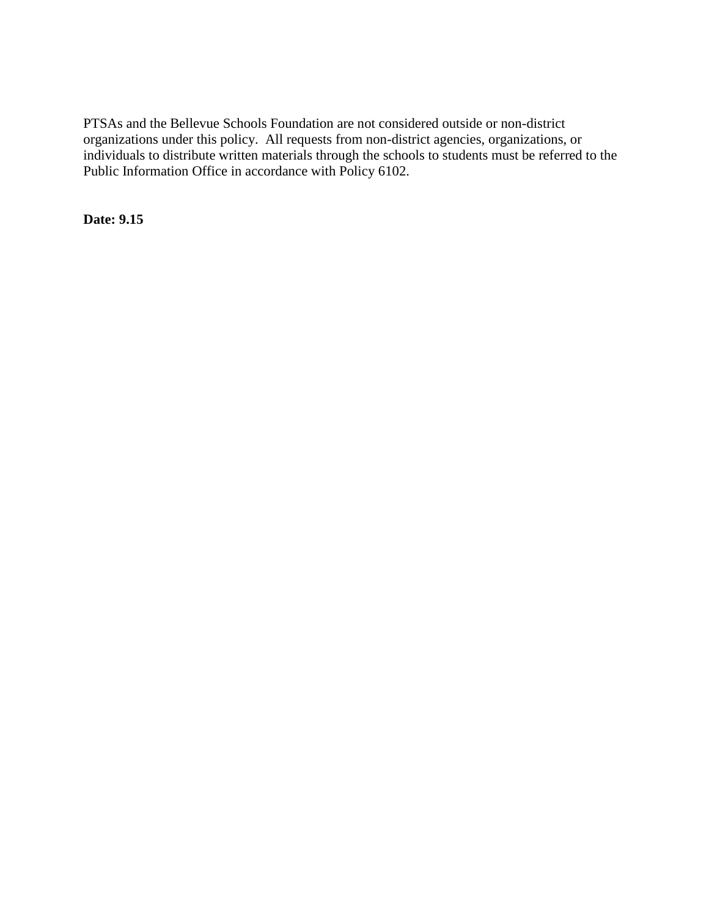PTSAs and the Bellevue Schools Foundation are not considered outside or non-district organizations under this policy. All requests from non-district agencies, organizations, or individuals to distribute written materials through the schools to students must be referred to the Public Information Office in accordance with Policy 6102.

**Date: 9.15**